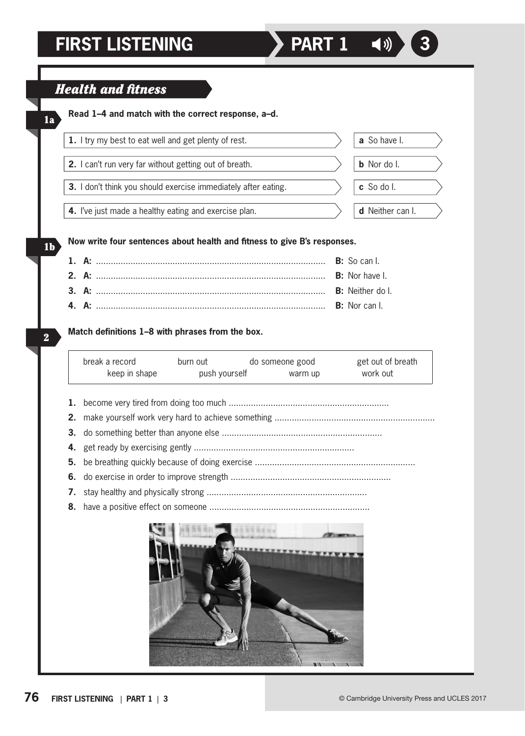# FIRST LISTENING PART 1 3

## Health and fitness

**1a** **Read 1–4 and match with the correct response, a–d.**

| | |
|---|---|
| **1.** I try my best to eat well and get plenty of rest. | **a** So have I. |
| **2.** I can't run very far without getting out of breath. | **b** Nor do I. |
| **3.** I don't think you should exercise immediately after eating. | **c** So do I. |
| **4.** I've just made a healthy eating and exercise plan. | **d** Neither can I. |

**1b** **Now write four sentences about health and fitness to give B's responses.**

1. **A:** ............................................................................................ **B:** So can I.
2. **A:** ............................................................................................ **B:** Nor have I.
3. **A:** ............................................................................................ **B:** Neither do I.
4. **A:** ............................................................................................ **B:** Nor can I.

**2** **Match definitions 1–8 with phrases from the box.**

| | | | |
|---|---|---|---|
| break a record | burn out | do someone good | get out of breath |
| keep in shape | push yourself | warm up | work out |

1. become very tired from doing too much .................................................................
2. make yourself work very hard to achieve something .................................................................
3. do something better than anyone else .................................................................
4. get ready by exercising gently .................................................................
5. be breathing quickly because of doing exercise .................................................................
6. do exercise in order to improve strength .................................................................
7. stay healthy and physically strong .................................................................
8. have a positive effect on someone .................................................................

© Cambridge University Press and UCLES 2017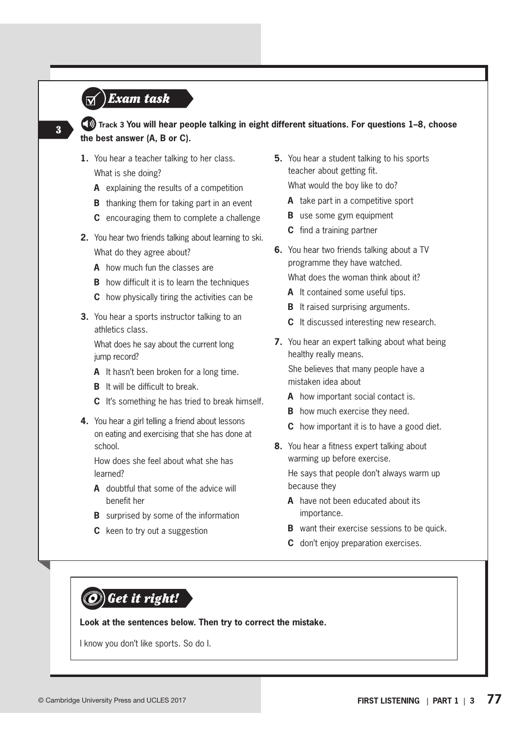## Exam task

**3** Track 3 **You will hear people talking in eight different situations. For questions 1–8, choose the best answer (A, B or C).**

**1.** You hear a teacher talking to her class.
What is she doing?
- **A** explaining the results of a competition
- **B** thanking them for taking part in an event
- **C** encouraging them to complete a challenge

**2.** You hear two friends talking about learning to ski.
What do they agree about?
- **A** how much fun the classes are
- **B** how difficult it is to learn the techniques
- **C** how physically tiring the activities can be

**3.** You hear a sports instructor talking to an athletics class.
What does he say about the current long jump record?
- **A** It hasn't been broken for a long time.
- **B** It will be difficult to break.
- **C** It's something he has tried to break himself.

**4.** You hear a girl telling a friend about lessons on eating and exercising that she has done at school.
How does she feel about what she has learned?
- **A** doubtful that some of the advice will benefit her
- **B** surprised by some of the information
- **C** keen to try out a suggestion

**5.** You hear a student talking to his sports teacher about getting fit.
What would the boy like to do?
- **A** take part in a competitive sport
- **B** use some gym equipment
- **C** find a training partner

**6.** You hear two friends talking about a TV programme they have watched.
What does the woman think about it?
- **A** It contained some useful tips.
- **B** It raised surprising arguments.
- **C** It discussed interesting new research.

**7.** You hear an expert talking about what being healthy really means.
She believes that many people have a mistaken idea about
- **A** how important social contact is.
- **B** how much exercise they need.
- **C** how important it is to have a good diet.

**8.** You hear a fitness expert talking about warming up before exercise.
He says that people don't always warm up because they
- **A** have not been educated about its importance.
- **B** want their exercise sessions to be quick.
- **C** don't enjoy preparation exercises.

## Get it right!

**Look at the sentences below. Then try to correct the mistake.**

I know you don't like sports. So do I.

© Cambridge University Press and UCLES 2017